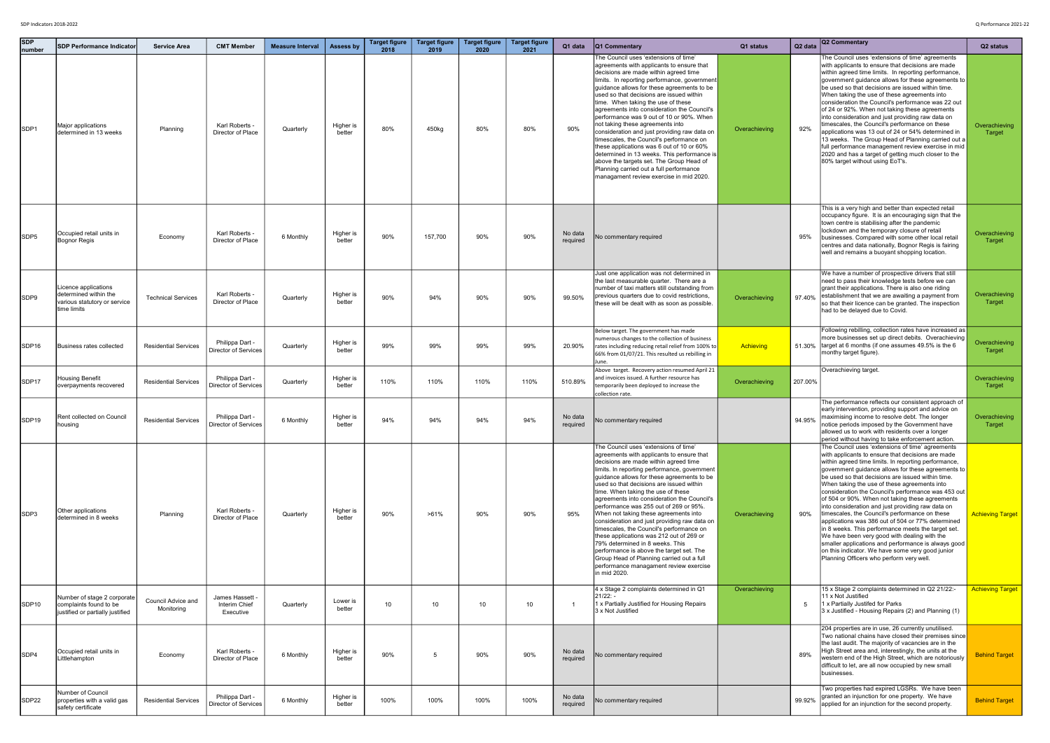| SDP number | SDP Performance Indicator | Service Area | CMT Member | Measure Interval | Assess by | Target figure 2018 | Target figure 2019 | Target figure 2020 | Target figure 2021 | Q1 data | Q1 Commentary | Q1 status | Q2 data | Q2 Commentary | Q2 status |
|---|---|---|---|---|---|---|---|---|---|---|---|---|---|---|---|
| SDP1 | Major applications determined in 13 weeks | Planning | Karl Roberts - Director of Place | Quarterly | Higher is better | 80% | 450kg | 80% | 80% | 90% | The Council uses 'extensions of time' agreements with applicants to ensure that decisions are made within agreed time limits. In reporting performance, government guidance allows for these agreements to be used so that decisions are issued within time. When taking the use of these agreements into consideration the Council's performance was 9 out of 10 or 90%. When not taking these agreements into consideration and just providing raw data on timescales, the Council's performance on these applications was 6 out of 10 or 60% determined in 13 weeks. This performance is above the targets set. The Group Head of Planning carried out a full performance managament review exercise in mid 2020. | Overachieving | 92% | The Council uses 'extensions of time' agreements with applicants to ensure that decisions are made within agreed time limits. In reporting performance, government guidance allows for these agreements to be used so that decisions are issued within time. When taking the use of these agreements into consideration the Council's performance was 22 out of 24 or 92%. When not taking these agreements into consideration and just providing raw data on timescales, the Council's performance on these applications was 13 out of 24 or 54% determined in 13 weeks. The Group Head of Planning carried out a full performance management review exercise in mid 2020 and has a target of getting much closer to the 80% target without using EoT's. | Overachieving Target |
| SDP5 | Occupied retail units in Bognor Regis | Economy | Karl Roberts - Director of Place | 6 Monthly | Higher is better | 90% | 157,700 | 90% | 90% | No data required | No commentary required | | 95% | This is a very high and better than expected retail occupancy figure. It is an encouraging sign that the town centre is stabilising after the pandemic lockdown and the temporary closure of retail businesses. Compared with some other local retail centres and data nationally, Bognor Regis is fairing well and remains a buoyant shopping location. | Overachieving Target |
| SDP9 | Licence applications determined within the various statutory or service time limits | Technical Services | Karl Roberts - Director of Place | Quarterly | Higher is better | 90% | 94% | 90% | 90% | 99.50% | Just one application was not determined in the last measurable quarter. There are a number of taxi matters still outstanding from previous quarters due to covid restrictions, these will be dealt with as soon as possible. | Overachieving | 97.40% | We have a number of prospective drivers that still need to pass their knowledge tests before we can grant their applications. There is also one riding establishment that we are awaiting a payment from so that their licence can be granted. The inspection had to be delayed due to Covid. | Overachieving Target |
| SDP16 | Business rates collected | Residential Services | Philippa Dart - Director of Services | Quarterly | Higher is better | 99% | 99% | 99% | 99% | 20.90% | Below target. The government has made numerous changes to the collection of business rates including reducing retail relief from 100% to 66% from 01/07/21. This resulted us rebilling in June. | Achieving | 51.30% | Following rebilling, collection rates have increased as more businesses set up direct debits. Overachieving target at 6 months (if one assumes 49.5% is the 6 monthy target figure). | Overachieving Target |
| SDP17 | Housing Benefit overpayments recovered | Residential Services | Philippa Dart - Director of Services | Quarterly | Higher is better | 110% | 110% | 110% | 110% | 510.89% | Above target. Recovery action resumed April 21 and invoices issued. A further resource has temporarily been deployed to increase the collection rate. | Overachieving | 207.00% | Overachieving target. | Overachieving Target |
| SDP19 | Rent collected on Council housing | Residential Services | Philippa Dart - Director of Services | 6 Monthly | Higher is better | 94% | 94% | 94% | 94% | No data required | No commentary required | | 94.95% | The performance reflects our consistent approach of early intervention, providing support and advice on maximising income to resolve debt. The longer notice periods imposed by the Government have allowed us to work with residents over a longer period without having to take enforcement action. | Overachieving Target |
| SDP3 | Other applications determined in 8 weeks | Planning | Karl Roberts - Director of Place | Quarterly | Higher is better | 90% | >61% | 90% | 90% | 95% | The Council uses 'extensions of time' agreements with applicants to ensure that decisions are made within agreed time limits. In reporting performance, government guidance allows for these agreements to be used so that decisions are issued within time. When taking the use of these agreements into consideration the Council's performance was 255 out of 269 or 95%. When not taking these agreements into consideration and just providing raw data on timescales, the Council's performance on these applications was 212 out of 269 or 79% determined in 8 weeks. This performance is above the target set. The Group Head of Planning carried out a full performance managament review exercise in mid 2020. | Overachieving | 90% | The Council uses 'extensions of time' agreements with applicants to ensure that decisions are made within agreed time limits. In reporting performance, government guidance allows for these agreements to be used so that decisions are issued within time. When taking the use of these agreements into consideration the Council's performance was 453 out of 504 or 90%. When not taking these agreements into consideration and just providing raw data on timescales, the Council's performance on these applications was 386 out of 504 or 77% determined in 8 weeks. This performance meets the target set. We have been very good with dealing with the smaller applications and performance is always good on this indicator. We have some very good junior Planning Officers who perform very well. | Achieving Target |
| SDP10 | Number of stage 2 corporate complaints found to be justified or partially justified | Council Advice and Monitoring | James Hassett - Interim Chief Executive | Quarterly | Lower is better | 10 | 10 | 10 | 10 | 1 | 4 x Stage 2 complaints determined in Q1 21/22: - 1 x Partially Justified for Housing Repairs 3 x Not Justified | Overachieving | 5 | 15 x Stage 2 complaints determined in Q2 21/22:- 11 x Not Justified 1 x Partially Justifed for Parks 3 x Justified - Housing Repairs (2) and Planning (1) | Achieving Target |
| SDP4 | Occupied retail units in Littlehampton | Economy | Karl Roberts - Director of Place | 6 Monthly | Higher is better | 90% | 5 | 90% | 90% | No data required | No commentary required | | 89% | 204 properties are in use, 26 currently unutilised. Two national chains have closed their premises since the last audit. The majority of vacancies are in the High Street area and, interestingly, the units at the western end of the High Street, which are notoriously difficult to let, are all now occupied by new small businesses. | Behind Target |
| SDP22 | Number of Council properties with a valid gas safety certificate | Residential Services | Philippa Dart - Director of Services | 6 Monthly | Higher is better | 100% | 100% | 100% | 100% | No data required | No commentary required | | 99.92% | Two properties had expired LGSRs. We have been granted an injunction for one property. We have applied for an injunction for the second property. | Behind Target |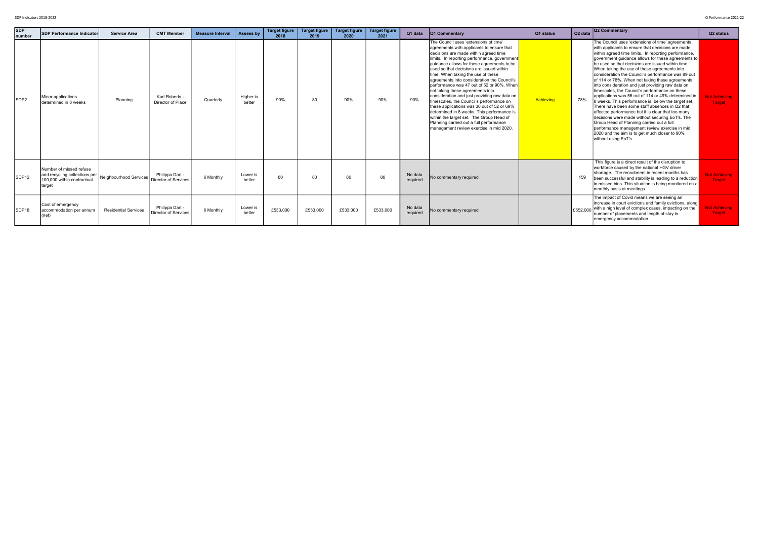| SDP number | SDP Performance Indicator | Service Area | CMT Member | Measure Interval | Assess by | Target figure 2018 | Target figure 2019 | Target figure 2020 | Target figure 2021 | Q1 data | Q1 Commentary | Q1 status | Q2 data | Q2 Commentary | Q2 status |
|---|---|---|---|---|---|---|---|---|---|---|---|---|---|---|---|
| SDP2 | Minor applications determined in 8 weeks | Planning | Karl Roberts - Director of Place | Quarterly | Higher is better | 90% | 80 | 90% | 90% | 90% | The Council uses 'extensions of time' agreements with applicants to ensure that decisions are made within agreed time limits. In reporting performance, government guidance allows for these agreements to be used so that decisions are issued within time. When taking the use of these agreements into consideration the Council's performance was 47 out of 52 or 90%. When not taking these agreements into consideration and just providing raw data on timescales, the Council's performance on these applications was 36 out of 52 or 69% determined in 8 weeks. This performance is within the target set. The Group Head of Planning carried out a full performance managament review exercise in mid 2020. | Achieving | 78% | The Council uses 'extensions of time' agreements with applicants to ensure that decisions are made within agreed time limits. In reporting performance, government guidance allows for these agreements to be used so that decisions are issued within time. When taking the use of these agreements into consideration the Council's performance was 89 out of 114 or 78%. When not taking these agreements into consideration and just providing raw data on timescales, the Council's performance on these applications was 56 out of 114 or 49% determined in 8 weeks. This performance is below the target set. There have been some staff absences in Q2 that affected performance but it is clear that too many decisions were made without securing EoT's. The Group Head of Planning carried out a full performance management review exercise in mid 2020 and the aim is to get much closer to 90% without using EoT's. | Not Achieving Target |
| SDP12 | Number of missed refuse and recycling collections per 100,000 within contractual target | Neighbourhood Services | Philippa Dart - Director of Services | 6 Monthly | Lower is better | 80 | 80 | 80 | 80 | No data required | No commentary required | | 159 | This figure is a direct result of the disruption to workforce caused by the national HGV driver shortage. The recruitment in recent months has been successful and stability is leading to a reduction in missed bins. This situation is being monitored on a monthly basis at meetings. | Not Achieving Target |
| SDP18 | Cost of emergency accommodation per annum (net) | Residential Services | Philippa Dart - Director of Services | 6 Monthly | Lower is better | £533,000 | £533,000 | £533,000 | £533,000 | No data required | No commentary required | | £552,000 | The impact of Covid means we are seeing an increase in court evictions and family evictions, along with a high level of complex cases, impacting on the number of placements and length of stay in emergency accommodation. | Not Achieving Target |